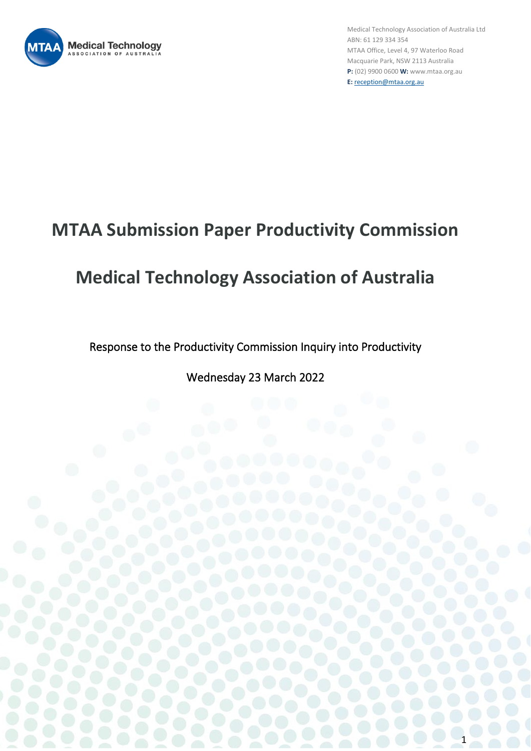Medical Technology Association of Australia Ltd
ABN: 61 129 334 354
MTAA Office, Level 4, 97 Waterloo Road
Macquarie Park, NSW 2113 Australia
**P:** (02) 9900 0600 **W:** www.mtaa.org.au
**E:** reception@mtaa.org.au

# MTAA Submission Paper Productivity Commission

# Medical Technology Association of Australia

Response to the Productivity Commission Inquiry into Productivity

Wednesday 23 March 2022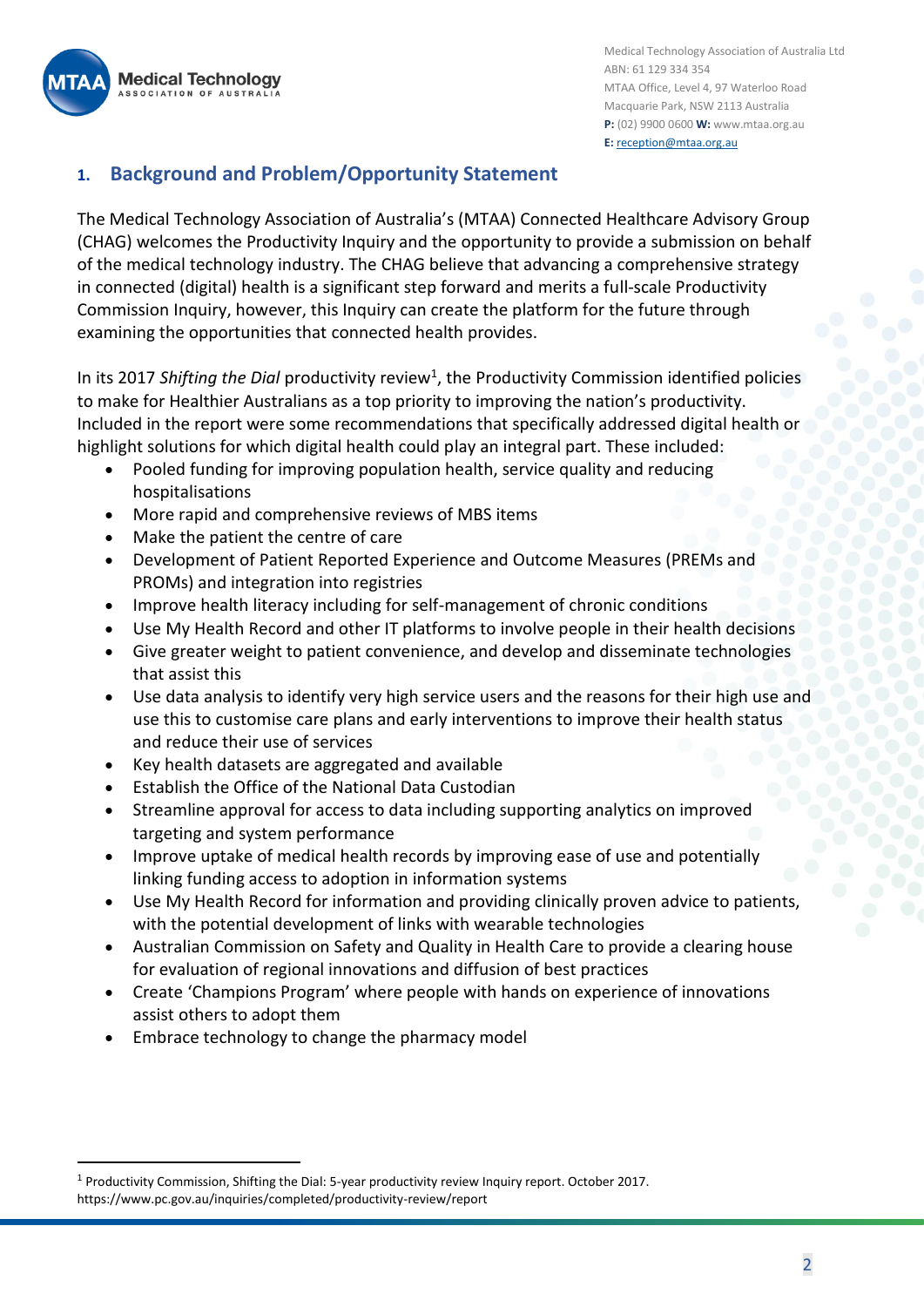## 1. Background and Problem/Opportunity Statement

The Medical Technology Association of Australia's (MTAA) Connected Healthcare Advisory Group (CHAG) welcomes the Productivity Inquiry and the opportunity to provide a submission on behalf of the medical technology industry. The CHAG believe that advancing a comprehensive strategy in connected (digital) health is a significant step forward and merits a full-scale Productivity Commission Inquiry, however, this Inquiry can create the platform for the future through examining the opportunities that connected health provides.

In its 2017 *Shifting the Dial* productivity review[1], the Productivity Commission identified policies to make for Healthier Australians as a top priority to improving the nation's productivity. Included in the report were some recommendations that specifically addressed digital health or highlight solutions for which digital health could play an integral part. These included:

- Pooled funding for improving population health, service quality and reducing hospitalisations
- More rapid and comprehensive reviews of MBS items
- Make the patient the centre of care
- Development of Patient Reported Experience and Outcome Measures (PREMs and PROMs) and integration into registries
- Improve health literacy including for self-management of chronic conditions
- Use My Health Record and other IT platforms to involve people in their health decisions
- Give greater weight to patient convenience, and develop and disseminate technologies that assist this
- Use data analysis to identify very high service users and the reasons for their high use and use this to customise care plans and early interventions to improve their health status and reduce their use of services
- Key health datasets are aggregated and available
- Establish the Office of the National Data Custodian
- Streamline approval for access to data including supporting analytics on improved targeting and system performance
- Improve uptake of medical health records by improving ease of use and potentially linking funding access to adoption in information systems
- Use My Health Record for information and providing clinically proven advice to patients, with the potential development of links with wearable technologies
- Australian Commission on Safety and Quality in Health Care to provide a clearing house for evaluation of regional innovations and diffusion of best practices
- Create 'Champions Program' where people with hands on experience of innovations assist others to adopt them
- Embrace technology to change the pharmacy model

---

[1] Productivity Commission, Shifting the Dial: 5-year productivity review Inquiry report. October 2017. https://www.pc.gov.au/inquiries/completed/productivity-review/report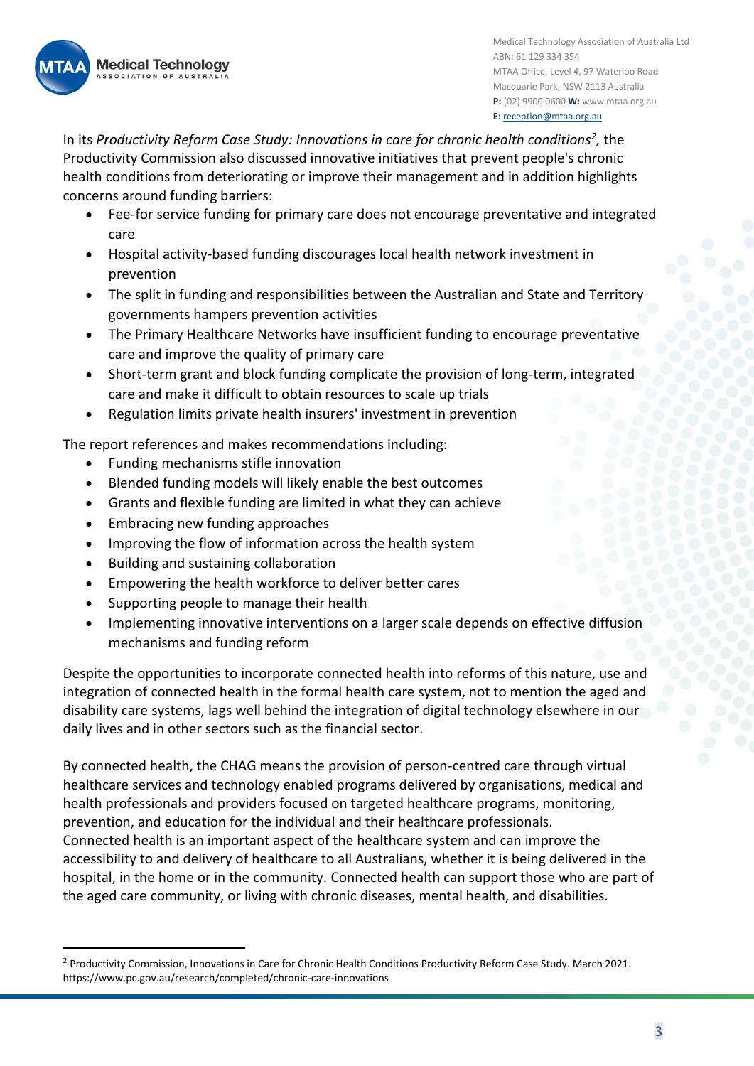In its *Productivity Reform Case Study: Innovations in care for chronic health conditions*[2], the Productivity Commission also discussed innovative initiatives that prevent people's chronic health conditions from deteriorating or improve their management and in addition highlights concerns around funding barriers:

- Fee-for service funding for primary care does not encourage preventative and integrated care
- Hospital activity-based funding discourages local health network investment in prevention
- The split in funding and responsibilities between the Australian and State and Territory governments hampers prevention activities
- The Primary Healthcare Networks have insufficient funding to encourage preventative care and improve the quality of primary care
- Short-term grant and block funding complicate the provision of long-term, integrated care and make it difficult to obtain resources to scale up trials
- Regulation limits private health insurers' investment in prevention

The report references and makes recommendations including:

- Funding mechanisms stifle innovation
- Blended funding models will likely enable the best outcomes
- Grants and flexible funding are limited in what they can achieve
- Embracing new funding approaches
- Improving the flow of information across the health system
- Building and sustaining collaboration
- Empowering the health workforce to deliver better cares
- Supporting people to manage their health
- Implementing innovative interventions on a larger scale depends on effective diffusion mechanisms and funding reform

Despite the opportunities to incorporate connected health into reforms of this nature, use and integration of connected health in the formal health care system, not to mention the aged and disability care systems, lags well behind the integration of digital technology elsewhere in our daily lives and in other sectors such as the financial sector.

By connected health, the CHAG means the provision of person-centred care through virtual healthcare services and technology enabled programs delivered by organisations, medical and health professionals and providers focused on targeted healthcare programs, monitoring, prevention, and education for the individual and their healthcare professionals. Connected health is an important aspect of the healthcare system and can improve the accessibility to and delivery of healthcare to all Australians, whether it is being delivered in the hospital, in the home or in the community. Connected health can support those who are part of the aged care community, or living with chronic diseases, mental health, and disabilities.

---

[2] Productivity Commission, Innovations in Care for Chronic Health Conditions Productivity Reform Case Study. March 2021. https://www.pc.gov.au/research/completed/chronic-care-innovations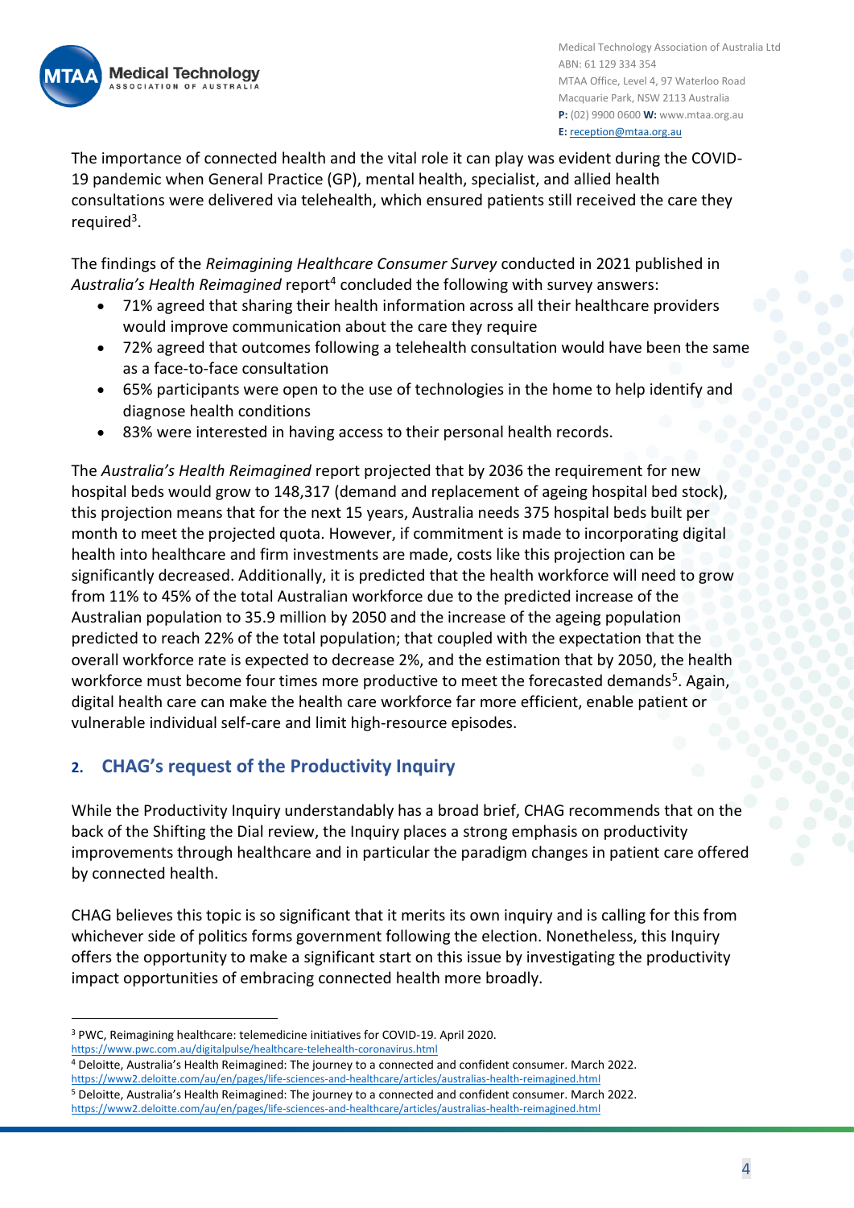The importance of connected health and the vital role it can play was evident during the COVID-19 pandemic when General Practice (GP), mental health, specialist, and allied health consultations were delivered via telehealth, which ensured patients still received the care they required[3].

The findings of the *Reimagining Healthcare Consumer Survey* conducted in 2021 published in *Australia's Health Reimagined* report[4] concluded the following with survey answers:

- 71% agreed that sharing their health information across all their healthcare providers would improve communication about the care they require
- 72% agreed that outcomes following a telehealth consultation would have been the same as a face-to-face consultation
- 65% participants were open to the use of technologies in the home to help identify and diagnose health conditions
- 83% were interested in having access to their personal health records.

The *Australia's Health Reimagined* report projected that by 2036 the requirement for new hospital beds would grow to 148,317 (demand and replacement of ageing hospital bed stock), this projection means that for the next 15 years, Australia needs 375 hospital beds built per month to meet the projected quota. However, if commitment is made to incorporating digital health into healthcare and firm investments are made, costs like this projection can be significantly decreased. Additionally, it is predicted that the health workforce will need to grow from 11% to 45% of the total Australian workforce due to the predicted increase of the Australian population to 35.9 million by 2050 and the increase of the ageing population predicted to reach 22% of the total population; that coupled with the expectation that the overall workforce rate is expected to decrease 2%, and the estimation that by 2050, the health workforce must become four times more productive to meet the forecasted demands[5]. Again, digital health care can make the health care workforce far more efficient, enable patient or vulnerable individual self-care and limit high-resource episodes.

## 2. CHAG's request of the Productivity Inquiry

While the Productivity Inquiry understandably has a broad brief, CHAG recommends that on the back of the Shifting the Dial review, the Inquiry places a strong emphasis on productivity improvements through healthcare and in particular the paradigm changes in patient care offered by connected health.

CHAG believes this topic is so significant that it merits its own inquiry and is calling for this from whichever side of politics forms government following the election. Nonetheless, this Inquiry offers the opportunity to make a significant start on this issue by investigating the productivity impact opportunities of embracing connected health more broadly.

---

[3] PWC, Reimagining healthcare: telemedicine initiatives for COVID-19. April 2020. https://www.pwc.com.au/digitalpulse/healthcare-telehealth-coronavirus.html

[4] Deloitte, Australia's Health Reimagined: The journey to a connected and confident consumer. March 2022. https://www2.deloitte.com/au/en/pages/life-sciences-and-healthcare/articles/australias-health-reimagined.html

[5] Deloitte, Australia's Health Reimagined: The journey to a connected and confident consumer. March 2022. https://www2.deloitte.com/au/en/pages/life-sciences-and-healthcare/articles/australias-health-reimagined.html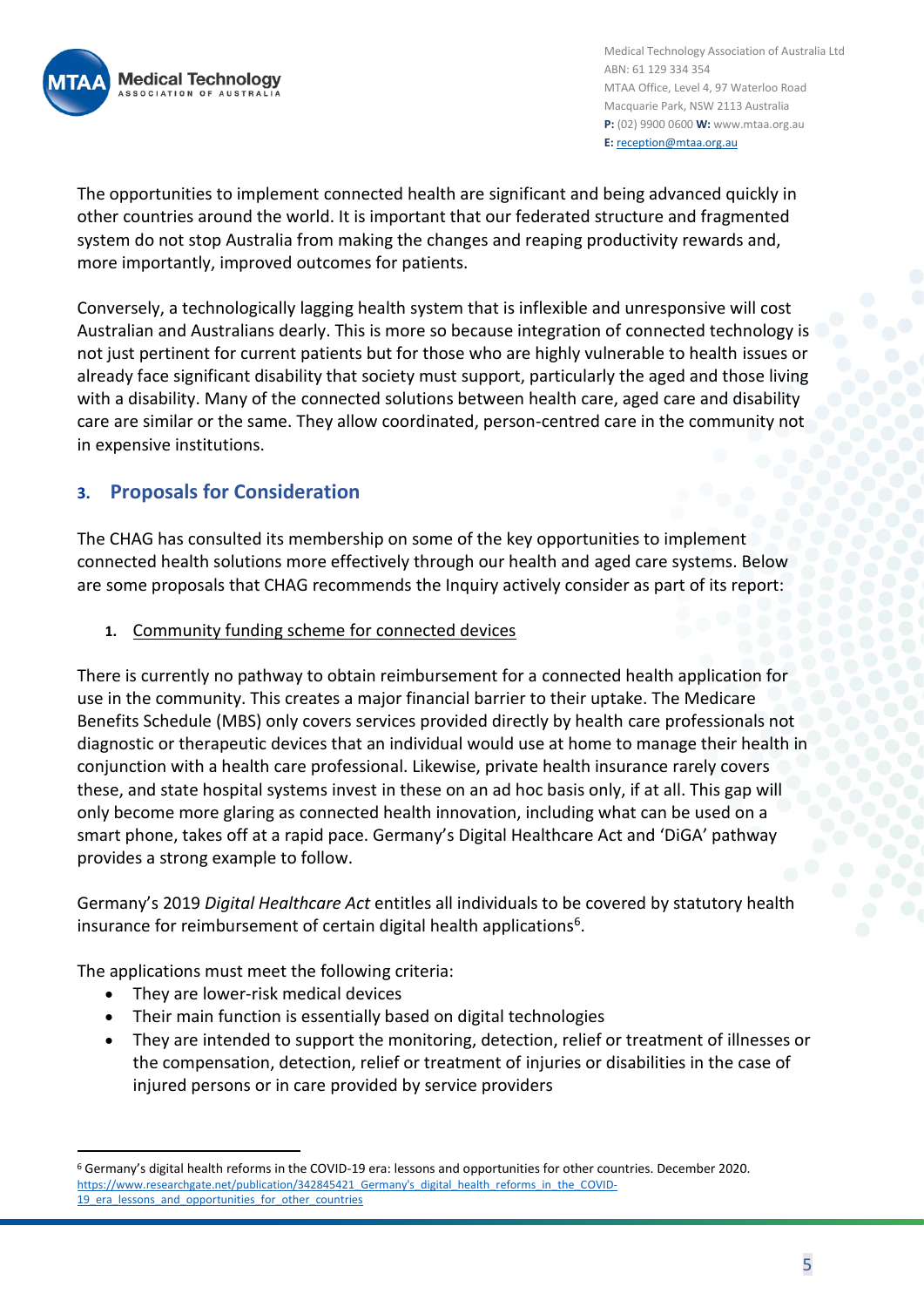The opportunities to implement connected health are significant and being advanced quickly in other countries around the world. It is important that our federated structure and fragmented system do not stop Australia from making the changes and reaping productivity rewards and, more importantly, improved outcomes for patients.

Conversely, a technologically lagging health system that is inflexible and unresponsive will cost Australian and Australians dearly. This is more so because integration of connected technology is not just pertinent for current patients but for those who are highly vulnerable to health issues or already face significant disability that society must support, particularly the aged and those living with a disability. Many of the connected solutions between health care, aged care and disability care are similar or the same. They allow coordinated, person-centred care in the community not in expensive institutions.

## 3. Proposals for Consideration

The CHAG has consulted its membership on some of the key opportunities to implement connected health solutions more effectively through our health and aged care systems. Below are some proposals that CHAG recommends the Inquiry actively consider as part of its report:

### 1. Community funding scheme for connected devices

There is currently no pathway to obtain reimbursement for a connected health application for use in the community. This creates a major financial barrier to their uptake. The Medicare Benefits Schedule (MBS) only covers services provided directly by health care professionals not diagnostic or therapeutic devices that an individual would use at home to manage their health in conjunction with a health care professional. Likewise, private health insurance rarely covers these, and state hospital systems invest in these on an ad hoc basis only, if at all. This gap will only become more glaring as connected health innovation, including what can be used on a smart phone, takes off at a rapid pace. Germany's Digital Healthcare Act and 'DiGA' pathway provides a strong example to follow.

Germany's 2019 *Digital Healthcare Act* entitles all individuals to be covered by statutory health insurance for reimbursement of certain digital health applications[6].

The applications must meet the following criteria:

- They are lower-risk medical devices
- Their main function is essentially based on digital technologies
- They are intended to support the monitoring, detection, relief or treatment of illnesses or the compensation, detection, relief or treatment of injuries or disabilities in the case of injured persons or in care provided by service providers

[6] Germany's digital health reforms in the COVID-19 era: lessons and opportunities for other countries. December 2020. https://www.researchgate.net/publication/342845421_Germany's_digital_health_reforms_in_the_COVID-19_era_lessons_and_opportunities_for_other_countries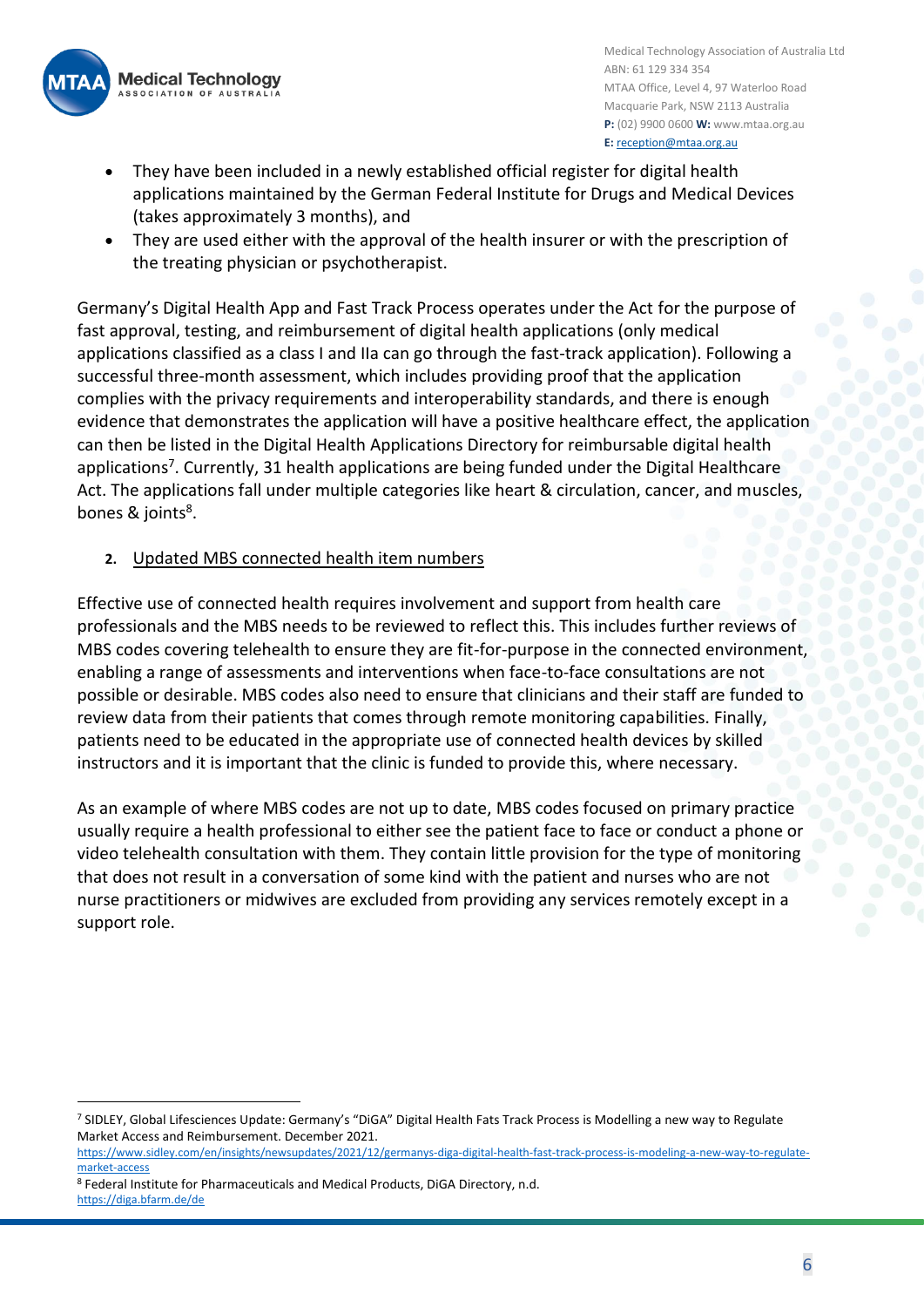- They have been included in a newly established official register for digital health applications maintained by the German Federal Institute for Drugs and Medical Devices (takes approximately 3 months), and
- They are used either with the approval of the health insurer or with the prescription of the treating physician or psychotherapist.

Germany's Digital Health App and Fast Track Process operates under the Act for the purpose of fast approval, testing, and reimbursement of digital health applications (only medical applications classified as a class I and IIa can go through the fast-track application). Following a successful three-month assessment, which includes providing proof that the application complies with the privacy requirements and interoperability standards, and there is enough evidence that demonstrates the application will have a positive healthcare effect, the application can then be listed in the Digital Health Applications Directory for reimbursable digital health applications[7]. Currently, 31 health applications are being funded under the Digital Healthcare Act. The applications fall under multiple categories like heart & circulation, cancer, and muscles, bones & joints[8].

2. Updated MBS connected health item numbers

Effective use of connected health requires involvement and support from health care professionals and the MBS needs to be reviewed to reflect this. This includes further reviews of MBS codes covering telehealth to ensure they are fit-for-purpose in the connected environment, enabling a range of assessments and interventions when face-to-face consultations are not possible or desirable. MBS codes also need to ensure that clinicians and their staff are funded to review data from their patients that comes through remote monitoring capabilities. Finally, patients need to be educated in the appropriate use of connected health devices by skilled instructors and it is important that the clinic is funded to provide this, where necessary.

As an example of where MBS codes are not up to date, MBS codes focused on primary practice usually require a health professional to either see the patient face to face or conduct a phone or video telehealth consultation with them. They contain little provision for the type of monitoring that does not result in a conversation of some kind with the patient and nurses who are not nurse practitioners or midwives are excluded from providing any services remotely except in a support role.

---

[7] SIDLEY, Global Lifesciences Update: Germany's "DiGA" Digital Health Fats Track Process is Modelling a new way to Regulate Market Access and Reimbursement. December 2021. https://www.sidley.com/en/insights/newsupdates/2021/12/germanys-diga-digital-health-fast-track-process-is-modeling-a-new-way-to-regulate-market-access

[8] Federal Institute for Pharmaceuticals and Medical Products, DiGA Directory, n.d. https://diga.bfarm.de/de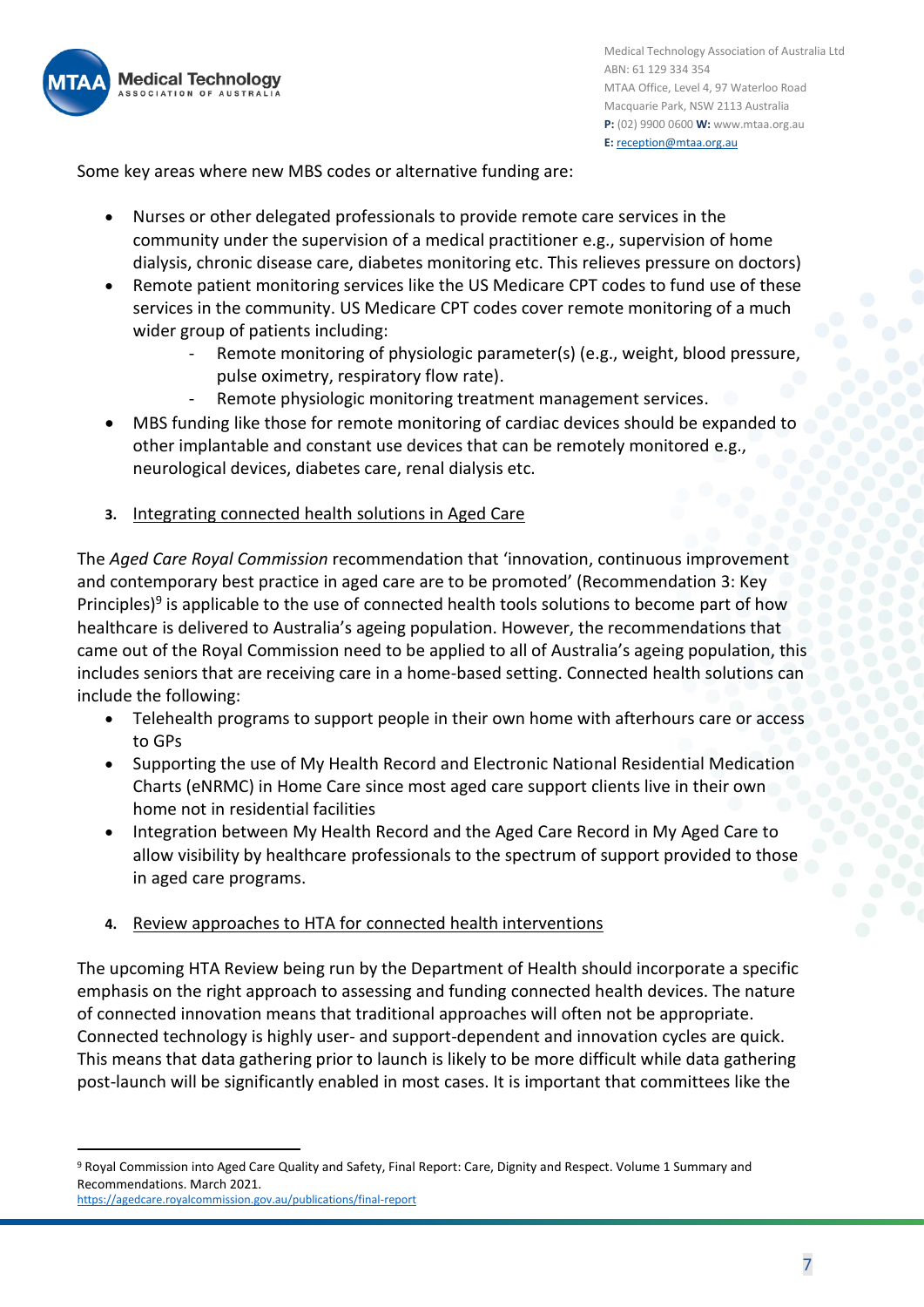Some key areas where new MBS codes or alternative funding are:

- Nurses or other delegated professionals to provide remote care services in the community under the supervision of a medical practitioner e.g., supervision of home dialysis, chronic disease care, diabetes monitoring etc. This relieves pressure on doctors)
- Remote patient monitoring services like the US Medicare CPT codes to fund use of these services in the community. US Medicare CPT codes cover remote monitoring of a much wider group of patients including:
    - Remote monitoring of physiologic parameter(s) (e.g., weight, blood pressure, pulse oximetry, respiratory flow rate).
    - Remote physiologic monitoring treatment management services.
- MBS funding like those for remote monitoring of cardiac devices should be expanded to other implantable and constant use devices that can be remotely monitored e.g., neurological devices, diabetes care, renal dialysis etc.

**3.** <u>Integrating connected health solutions in Aged Care</u>

The *Aged Care Royal Commission* recommendation that 'innovation, continuous improvement and contemporary best practice in aged care are to be promoted' (Recommendation 3: Key Principles)[9] is applicable to the use of connected health tools solutions to become part of how healthcare is delivered to Australia's ageing population. However, the recommendations that came out of the Royal Commission need to be applied to all of Australia's ageing population, this includes seniors that are receiving care in a home-based setting. Connected health solutions can include the following:

- Telehealth programs to support people in their own home with afterhours care or access to GPs
- Supporting the use of My Health Record and Electronic National Residential Medication Charts (eNRMC) in Home Care since most aged care support clients live in their own home not in residential facilities
- Integration between My Health Record and the Aged Care Record in My Aged Care to allow visibility by healthcare professionals to the spectrum of support provided to those in aged care programs.

**4.** <u>Review approaches to HTA for connected health interventions</u>

The upcoming HTA Review being run by the Department of Health should incorporate a specific emphasis on the right approach to assessing and funding connected health devices. The nature of connected innovation means that traditional approaches will often not be appropriate. Connected technology is highly user- and support-dependent and innovation cycles are quick. This means that data gathering prior to launch is likely to be more difficult while data gathering post-launch will be significantly enabled in most cases. It is important that committees like the

---

[9] Royal Commission into Aged Care Quality and Safety, Final Report: Care, Dignity and Respect. Volume 1 Summary and Recommendations. March 2021. https://agedcare.royalcommission.gov.au/publications/final-report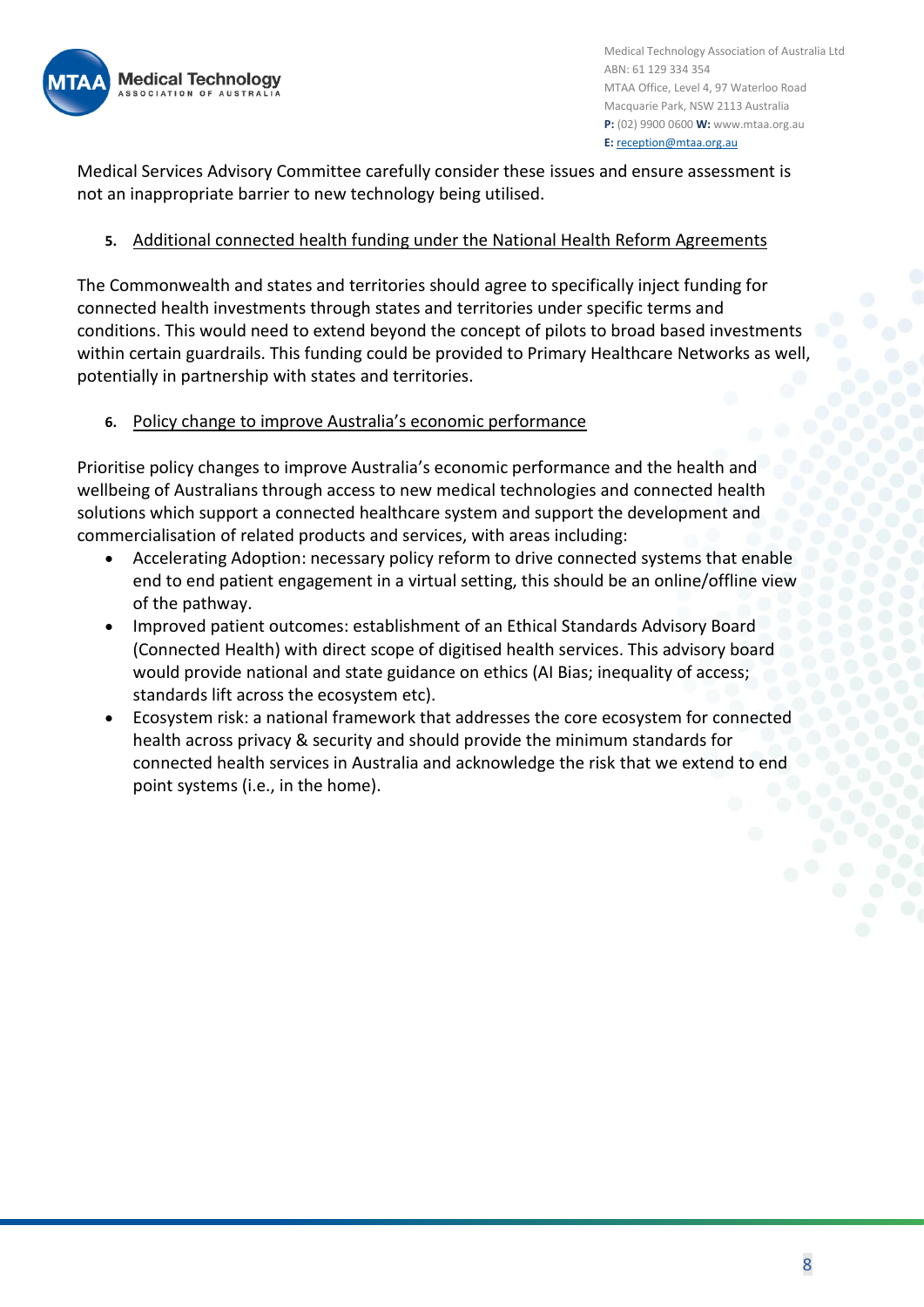Medical Services Advisory Committee carefully consider these issues and ensure assessment is not an inappropriate barrier to new technology being utilised.

5. Additional connected health funding under the National Health Reform Agreements

The Commonwealth and states and territories should agree to specifically inject funding for connected health investments through states and territories under specific terms and conditions. This would need to extend beyond the concept of pilots to broad based investments within certain guardrails. This funding could be provided to Primary Healthcare Networks as well, potentially in partnership with states and territories.

6. Policy change to improve Australia's economic performance

Prioritise policy changes to improve Australia's economic performance and the health and wellbeing of Australians through access to new medical technologies and connected health solutions which support a connected healthcare system and support the development and commercialisation of related products and services, with areas including:

- Accelerating Adoption: necessary policy reform to drive connected systems that enable end to end patient engagement in a virtual setting, this should be an online/offline view of the pathway.
- Improved patient outcomes: establishment of an Ethical Standards Advisory Board (Connected Health) with direct scope of digitised health services. This advisory board would provide national and state guidance on ethics (AI Bias; inequality of access; standards lift across the ecosystem etc).
- Ecosystem risk: a national framework that addresses the core ecosystem for connected health across privacy & security and should provide the minimum standards for connected health services in Australia and acknowledge the risk that we extend to end point systems (i.e., in the home).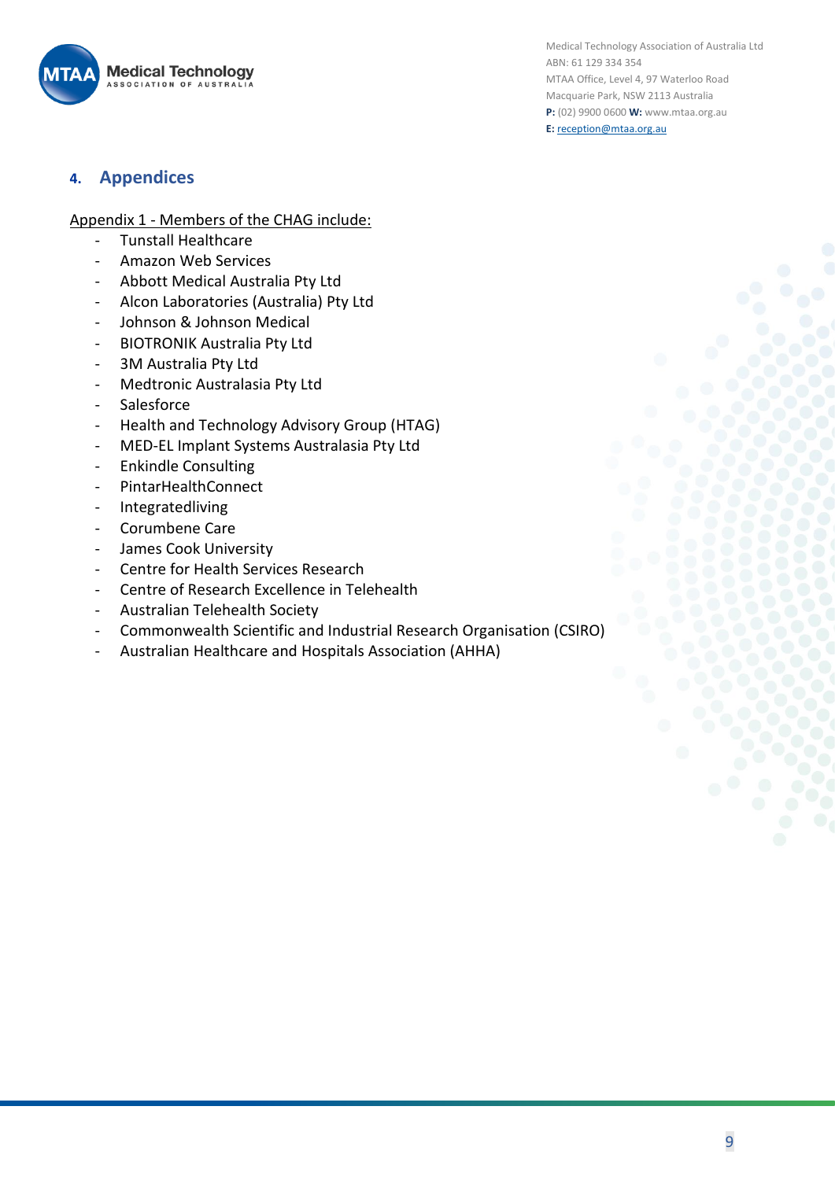## 4. Appendices

Appendix 1 - Members of the CHAG include:

- Tunstall Healthcare
- Amazon Web Services
- Abbott Medical Australia Pty Ltd
- Alcon Laboratories (Australia) Pty Ltd
- Johnson & Johnson Medical
- BIOTRONIK Australia Pty Ltd
- 3M Australia Pty Ltd
- Medtronic Australasia Pty Ltd
- Salesforce
- Health and Technology Advisory Group (HTAG)
- MED-EL Implant Systems Australasia Pty Ltd
- Enkindle Consulting
- PintarHealthConnect
- Integratedliving
- Corumbene Care
- James Cook University
- Centre for Health Services Research
- Centre of Research Excellence in Telehealth
- Australian Telehealth Society
- Commonwealth Scientific and Industrial Research Organisation (CSIRO)
- Australian Healthcare and Hospitals Association (AHHA)